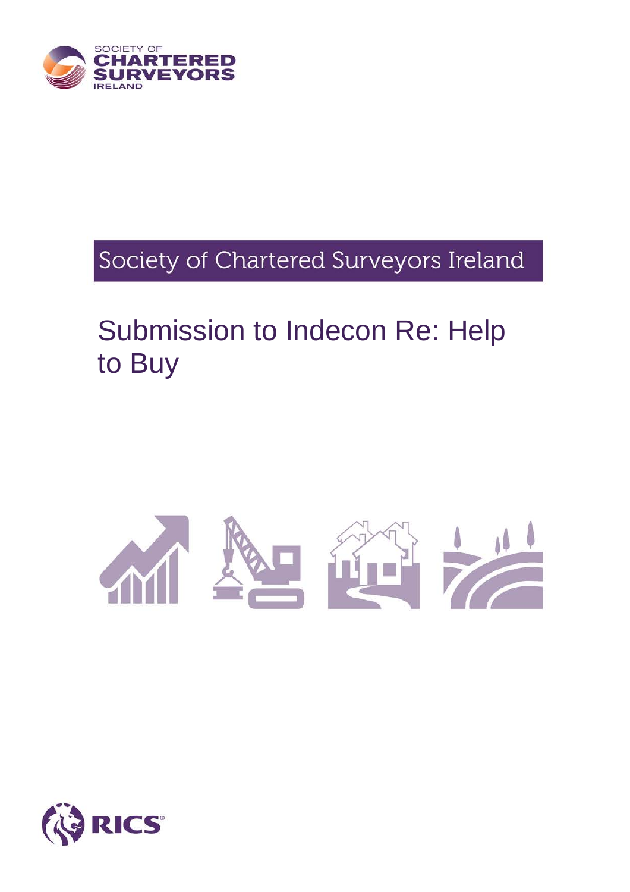SOCIETY OF
CHARTERED
SURVEYORS
IRELAND

Society of Chartered Surveyors Ireland

# Submission to Indecon Re: Help to Buy

RICS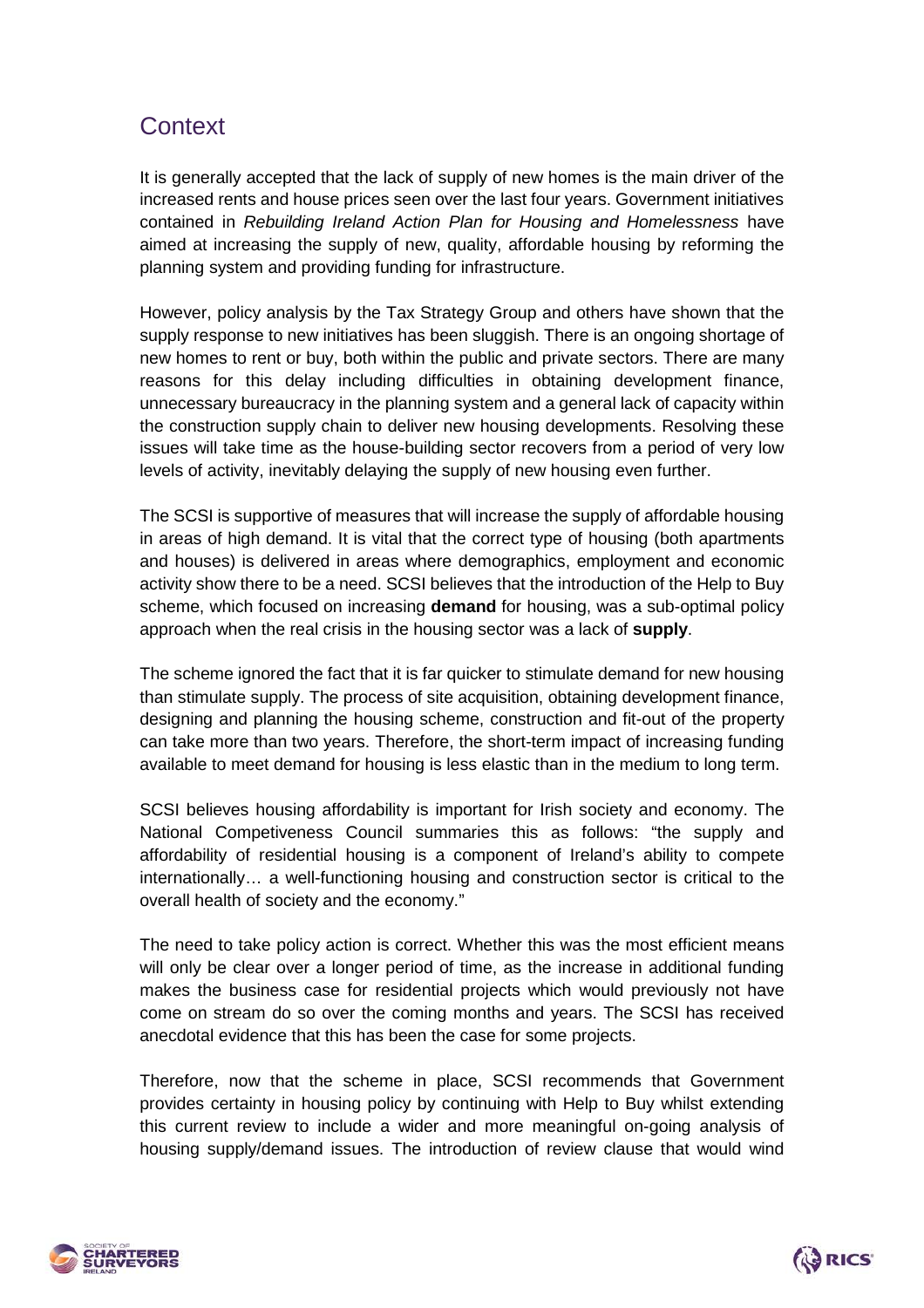## Context

It is generally accepted that the lack of supply of new homes is the main driver of the increased rents and house prices seen over the last four years. Government initiatives contained in *Rebuilding Ireland Action Plan for Housing and Homelessness* have aimed at increasing the supply of new, quality, affordable housing by reforming the planning system and providing funding for infrastructure.

However, policy analysis by the Tax Strategy Group and others have shown that the supply response to new initiatives has been sluggish. There is an ongoing shortage of new homes to rent or buy, both within the public and private sectors. There are many reasons for this delay including difficulties in obtaining development finance, unnecessary bureaucracy in the planning system and a general lack of capacity within the construction supply chain to deliver new housing developments. Resolving these issues will take time as the house-building sector recovers from a period of very low levels of activity, inevitably delaying the supply of new housing even further.

The SCSI is supportive of measures that will increase the supply of affordable housing in areas of high demand. It is vital that the correct type of housing (both apartments and houses) is delivered in areas where demographics, employment and economic activity show there to be a need. SCSI believes that the introduction of the Help to Buy scheme, which focused on increasing **demand** for housing, was a sub-optimal policy approach when the real crisis in the housing sector was a lack of **supply**.

The scheme ignored the fact that it is far quicker to stimulate demand for new housing than stimulate supply. The process of site acquisition, obtaining development finance, designing and planning the housing scheme, construction and fit-out of the property can take more than two years. Therefore, the short-term impact of increasing funding available to meet demand for housing is less elastic than in the medium to long term.

SCSI believes housing affordability is important for Irish society and economy. The National Competiveness Council summaries this as follows: "the supply and affordability of residential housing is a component of Ireland's ability to compete internationally… a well-functioning housing and construction sector is critical to the overall health of society and the economy."

The need to take policy action is correct. Whether this was the most efficient means will only be clear over a longer period of time, as the increase in additional funding makes the business case for residential projects which would previously not have come on stream do so over the coming months and years. The SCSI has received anecdotal evidence that this has been the case for some projects.

Therefore, now that the scheme in place, SCSI recommends that Government provides certainty in housing policy by continuing with Help to Buy whilst extending this current review to include a wider and more meaningful on-going analysis of housing supply/demand issues. The introduction of review clause that would wind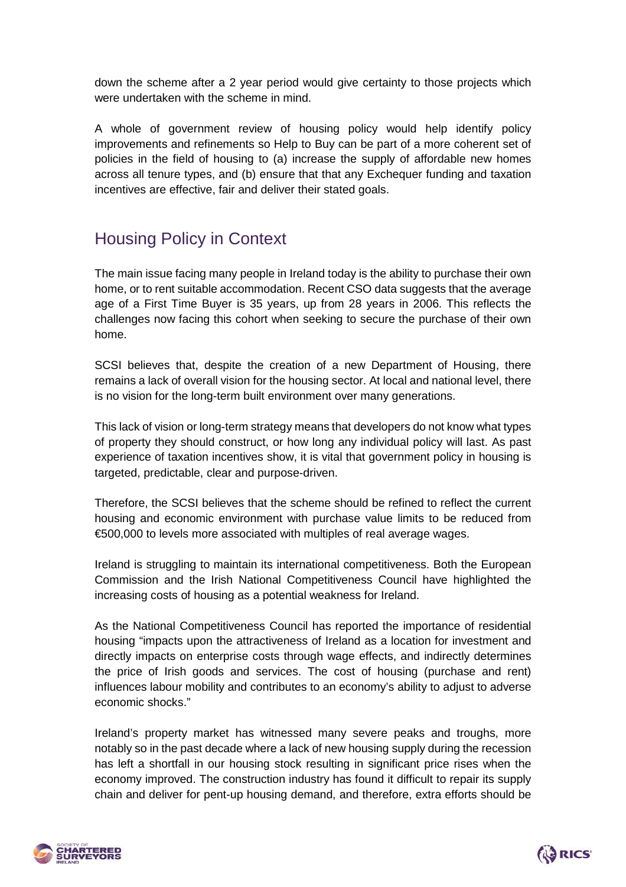down the scheme after a 2 year period would give certainty to those projects which were undertaken with the scheme in mind.

A whole of government review of housing policy would help identify policy improvements and refinements so Help to Buy can be part of a more coherent set of policies in the field of housing to (a) increase the supply of affordable new homes across all tenure types, and (b) ensure that that any Exchequer funding and taxation incentives are effective, fair and deliver their stated goals.

## Housing Policy in Context

The main issue facing many people in Ireland today is the ability to purchase their own home, or to rent suitable accommodation. Recent CSO data suggests that the average age of a First Time Buyer is 35 years, up from 28 years in 2006. This reflects the challenges now facing this cohort when seeking to secure the purchase of their own home.

SCSI believes that, despite the creation of a new Department of Housing, there remains a lack of overall vision for the housing sector. At local and national level, there is no vision for the long-term built environment over many generations.

This lack of vision or long-term strategy means that developers do not know what types of property they should construct, or how long any individual policy will last. As past experience of taxation incentives show, it is vital that government policy in housing is targeted, predictable, clear and purpose-driven.

Therefore, the SCSI believes that the scheme should be refined to reflect the current housing and economic environment with purchase value limits to be reduced from €500,000 to levels more associated with multiples of real average wages.

Ireland is struggling to maintain its international competitiveness. Both the European Commission and the Irish National Competitiveness Council have highlighted the increasing costs of housing as a potential weakness for Ireland.

As the National Competitiveness Council has reported the importance of residential housing "impacts upon the attractiveness of Ireland as a location for investment and directly impacts on enterprise costs through wage effects, and indirectly determines the price of Irish goods and services. The cost of housing (purchase and rent) influences labour mobility and contributes to an economy's ability to adjust to adverse economic shocks."

Ireland's property market has witnessed many severe peaks and troughs, more notably so in the past decade where a lack of new housing supply during the recession has left a shortfall in our housing stock resulting in significant price rises when the economy improved. The construction industry has found it difficult to repair its supply chain and deliver for pent-up housing demand, and therefore, extra efforts should be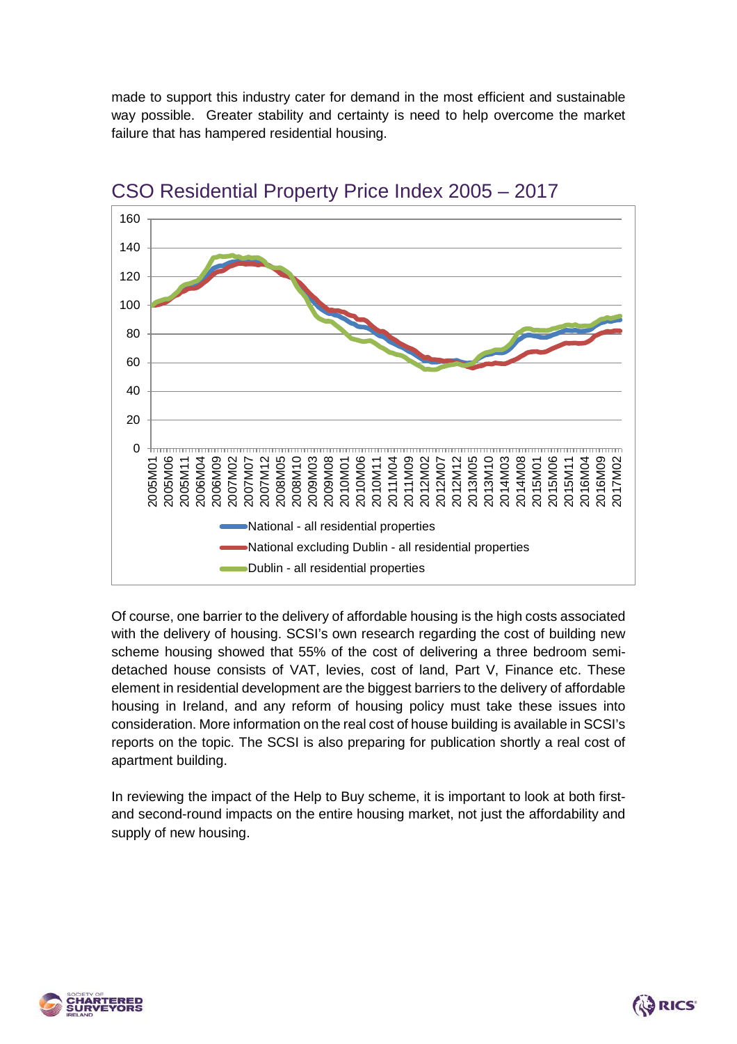made to support this industry cater for demand in the most efficient and sustainable way possible. Greater stability and certainty is need to help overcome the market failure that has hampered residential housing.

## CSO Residential Property Price Index 2005 – 2017

Of course, one barrier to the delivery of affordable housing is the high costs associated with the delivery of housing. SCSI's own research regarding the cost of building new scheme housing showed that 55% of the cost of delivering a three bedroom semi-detached house consists of VAT, levies, cost of land, Part V, Finance etc. These element in residential development are the biggest barriers to the delivery of affordable housing in Ireland, and any reform of housing policy must take these issues into consideration. More information on the real cost of house building is available in SCSI's reports on the topic. The SCSI is also preparing for publication shortly a real cost of apartment building.

In reviewing the impact of the Help to Buy scheme, it is important to look at both first- and second-round impacts on the entire housing market, not just the affordability and supply of new housing.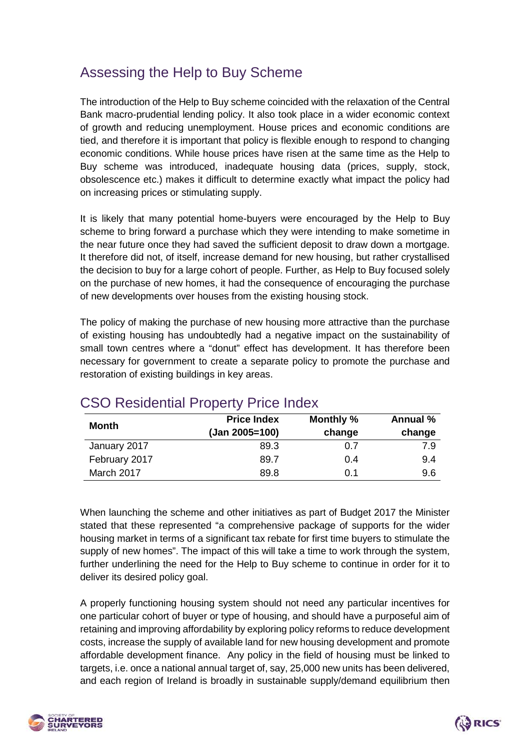## Assessing the Help to Buy Scheme

The introduction of the Help to Buy scheme coincided with the relaxation of the Central Bank macro-prudential lending policy. It also took place in a wider economic context of growth and reducing unemployment. House prices and economic conditions are tied, and therefore it is important that policy is flexible enough to respond to changing economic conditions. While house prices have risen at the same time as the Help to Buy scheme was introduced, inadequate housing data (prices, supply, stock, obsolescence etc.) makes it difficult to determine exactly what impact the policy had on increasing prices or stimulating supply.

It is likely that many potential home-buyers were encouraged by the Help to Buy scheme to bring forward a purchase which they were intending to make sometime in the near future once they had saved the sufficient deposit to draw down a mortgage. It therefore did not, of itself, increase demand for new housing, but rather crystallised the decision to buy for a large cohort of people. Further, as Help to Buy focused solely on the purchase of new homes, it had the consequence of encouraging the purchase of new developments over houses from the existing housing stock.

The policy of making the purchase of new housing more attractive than the purchase of existing housing has undoubtedly had a negative impact on the sustainability of small town centres where a "donut" effect has development. It has therefore been necessary for government to create a separate policy to promote the purchase and restoration of existing buildings in key areas.

## CSO Residential Property Price Index

| Month | Price Index (Jan 2005=100) | Monthly % change | Annual % change |
|---|---|---|---|
| January 2017 | 89.3 | 0.7 | 7.9 |
| February 2017 | 89.7 | 0.4 | 9.4 |
| March 2017 | 89.8 | 0.1 | 9.6 |

When launching the scheme and other initiatives as part of Budget 2017 the Minister stated that these represented "a comprehensive package of supports for the wider housing market in terms of a significant tax rebate for first time buyers to stimulate the supply of new homes". The impact of this will take a time to work through the system, further underlining the need for the Help to Buy scheme to continue in order for it to deliver its desired policy goal.

A properly functioning housing system should not need any particular incentives for one particular cohort of buyer or type of housing, and should have a purposeful aim of retaining and improving affordability by exploring policy reforms to reduce development costs, increase the supply of available land for new housing development and promote affordable development finance. Any policy in the field of housing must be linked to targets, i.e. once a national annual target of, say, 25,000 new units has been delivered, and each region of Ireland is broadly in sustainable supply/demand equilibrium then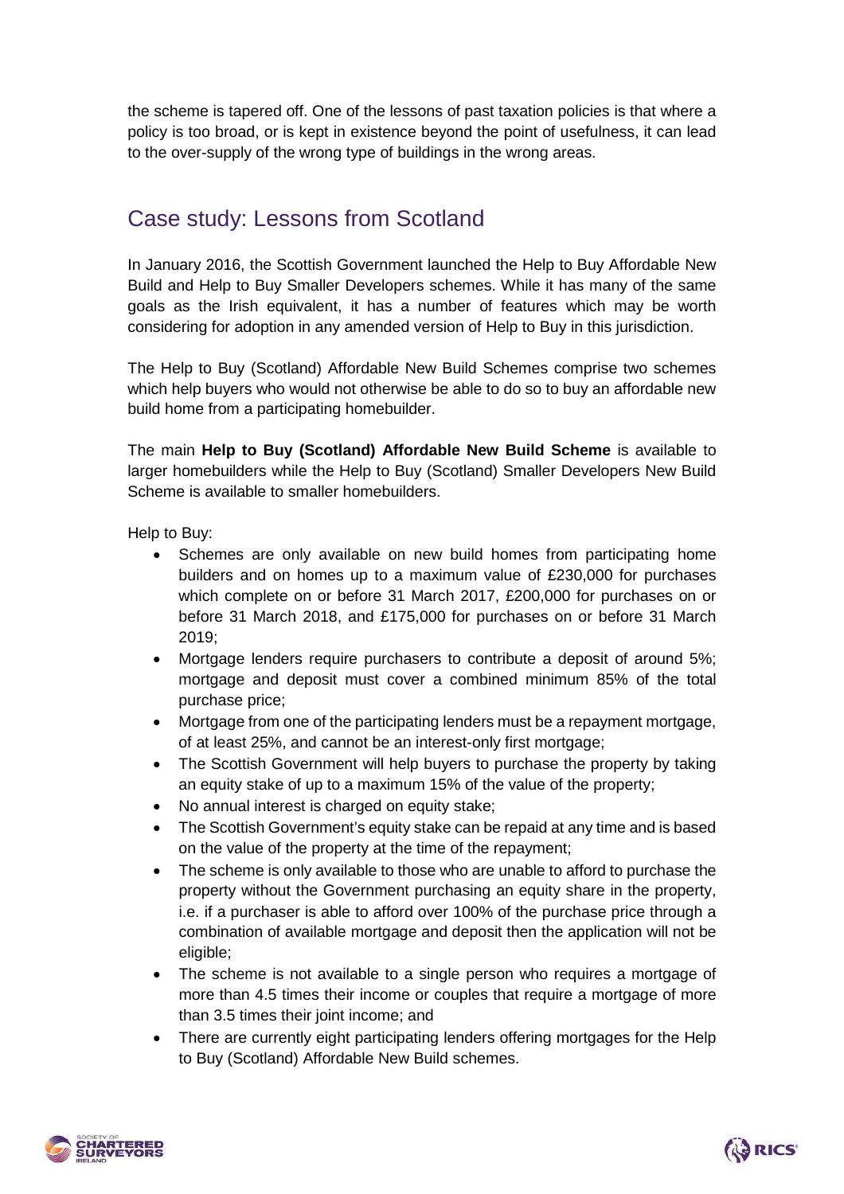the scheme is tapered off. One of the lessons of past taxation policies is that where a policy is too broad, or is kept in existence beyond the point of usefulness, it can lead to the over-supply of the wrong type of buildings in the wrong areas.

## Case study: Lessons from Scotland

In January 2016, the Scottish Government launched the Help to Buy Affordable New Build and Help to Buy Smaller Developers schemes. While it has many of the same goals as the Irish equivalent, it has a number of features which may be worth considering for adoption in any amended version of Help to Buy in this jurisdiction.

The Help to Buy (Scotland) Affordable New Build Schemes comprise two schemes which help buyers who would not otherwise be able to do so to buy an affordable new build home from a participating homebuilder.

The main **Help to Buy (Scotland) Affordable New Build Scheme** is available to larger homebuilders while the Help to Buy (Scotland) Smaller Developers New Build Scheme is available to smaller homebuilders.

Help to Buy:

- Schemes are only available on new build homes from participating home builders and on homes up to a maximum value of £230,000 for purchases which complete on or before 31 March 2017, £200,000 for purchases on or before 31 March 2018, and £175,000 for purchases on or before 31 March 2019;
- Mortgage lenders require purchasers to contribute a deposit of around 5%; mortgage and deposit must cover a combined minimum 85% of the total purchase price;
- Mortgage from one of the participating lenders must be a repayment mortgage, of at least 25%, and cannot be an interest-only first mortgage;
- The Scottish Government will help buyers to purchase the property by taking an equity stake of up to a maximum 15% of the value of the property;
- No annual interest is charged on equity stake;
- The Scottish Government's equity stake can be repaid at any time and is based on the value of the property at the time of the repayment;
- The scheme is only available to those who are unable to afford to purchase the property without the Government purchasing an equity share in the property, i.e. if a purchaser is able to afford over 100% of the purchase price through a combination of available mortgage and deposit then the application will not be eligible;
- The scheme is not available to a single person who requires a mortgage of more than 4.5 times their income or couples that require a mortgage of more than 3.5 times their joint income; and
- There are currently eight participating lenders offering mortgages for the Help to Buy (Scotland) Affordable New Build schemes.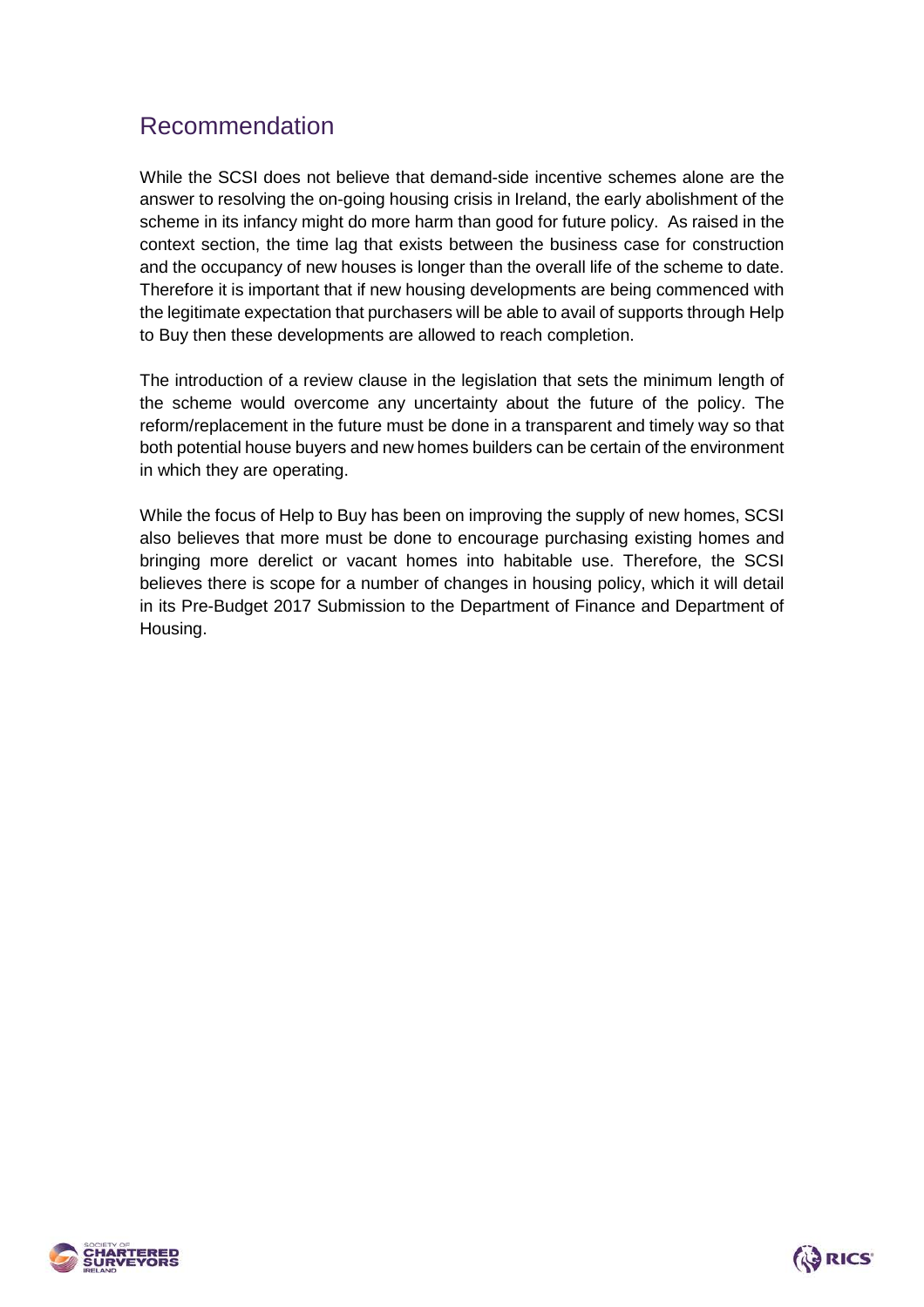## Recommendation

While the SCSI does not believe that demand-side incentive schemes alone are the answer to resolving the on-going housing crisis in Ireland, the early abolishment of the scheme in its infancy might do more harm than good for future policy. As raised in the context section, the time lag that exists between the business case for construction and the occupancy of new houses is longer than the overall life of the scheme to date. Therefore it is important that if new housing developments are being commenced with the legitimate expectation that purchasers will be able to avail of supports through Help to Buy then these developments are allowed to reach completion.

The introduction of a review clause in the legislation that sets the minimum length of the scheme would overcome any uncertainty about the future of the policy. The reform/replacement in the future must be done in a transparent and timely way so that both potential house buyers and new homes builders can be certain of the environment in which they are operating.

While the focus of Help to Buy has been on improving the supply of new homes, SCSI also believes that more must be done to encourage purchasing existing homes and bringing more derelict or vacant homes into habitable use. Therefore, the SCSI believes there is scope for a number of changes in housing policy, which it will detail in its Pre-Budget 2017 Submission to the Department of Finance and Department of Housing.